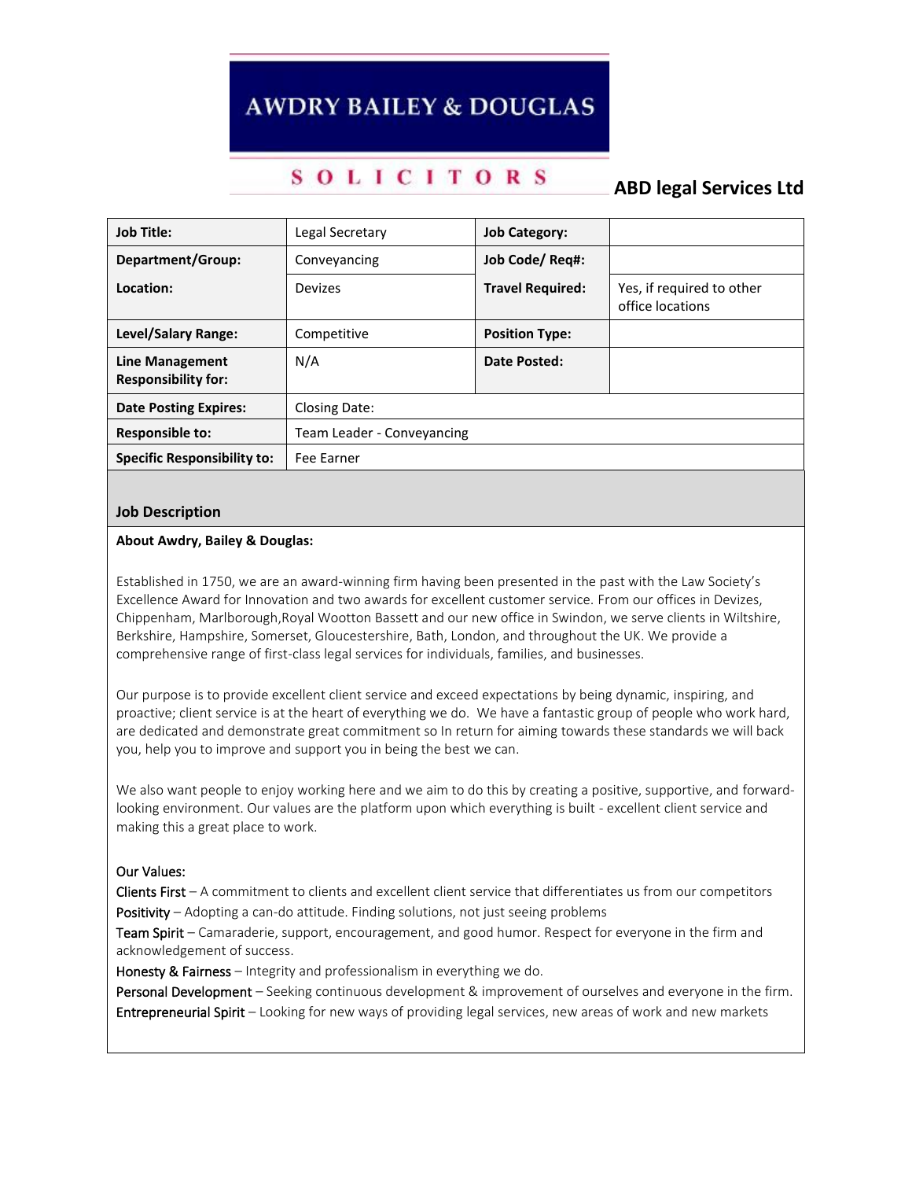AWDRY BAILEY & DOUGLAS

SOLICITORS

**ABD legal Services Ltd**

| **Job Title:** | Legal Secretary | **Job Category:** | |
|---|---|---|---|
| **Department/Group:** | Conveyancing | **Job Code/ Req#:** | |
| **Location:** | Devizes | **Travel Required:** | Yes, if required to other office locations |
| **Level/Salary Range:** | Competitive | **Position Type:** | |
| **Line Management Responsibility for:** | N/A | **Date Posted:** | |
| **Date Posting Expires:** | Closing Date: | | |
| **Responsible to:** | Team Leader - Conveyancing | | |
| **Specific Responsibility to:** | Fee Earner | | |

## Job Description

**About Awdry, Bailey & Douglas:**

Established in 1750, we are an award-winning firm having been presented in the past with the Law Society's Excellence Award for Innovation and two awards for excellent customer service. From our offices in Devizes, Chippenham, Marlborough,Royal Wootton Bassett and our new office in Swindon, we serve clients in Wiltshire, Berkshire, Hampshire, Somerset, Gloucestershire, Bath, London, and throughout the UK. We provide a comprehensive range of first-class legal services for individuals, families, and businesses.

Our purpose is to provide excellent client service and exceed expectations by being dynamic, inspiring, and proactive; client service is at the heart of everything we do. We have a fantastic group of people who work hard, are dedicated and demonstrate great commitment so In return for aiming towards these standards we will back you, help you to improve and support you in being the best we can.

We also want people to enjoy working here and we aim to do this by creating a positive, supportive, and forward-looking environment. Our values are the platform upon which everything is built - excellent client service and making this a great place to work.

Our Values:

Clients First – A commitment to clients and excellent client service that differentiates us from our competitors

Positivity – Adopting a can-do attitude. Finding solutions, not just seeing problems

Team Spirit – Camaraderie, support, encouragement, and good humor. Respect for everyone in the firm and acknowledgement of success.

Honesty & Fairness – Integrity and professionalism in everything we do.

Personal Development – Seeking continuous development & improvement of ourselves and everyone in the firm.

Entrepreneurial Spirit – Looking for new ways of providing legal services, new areas of work and new markets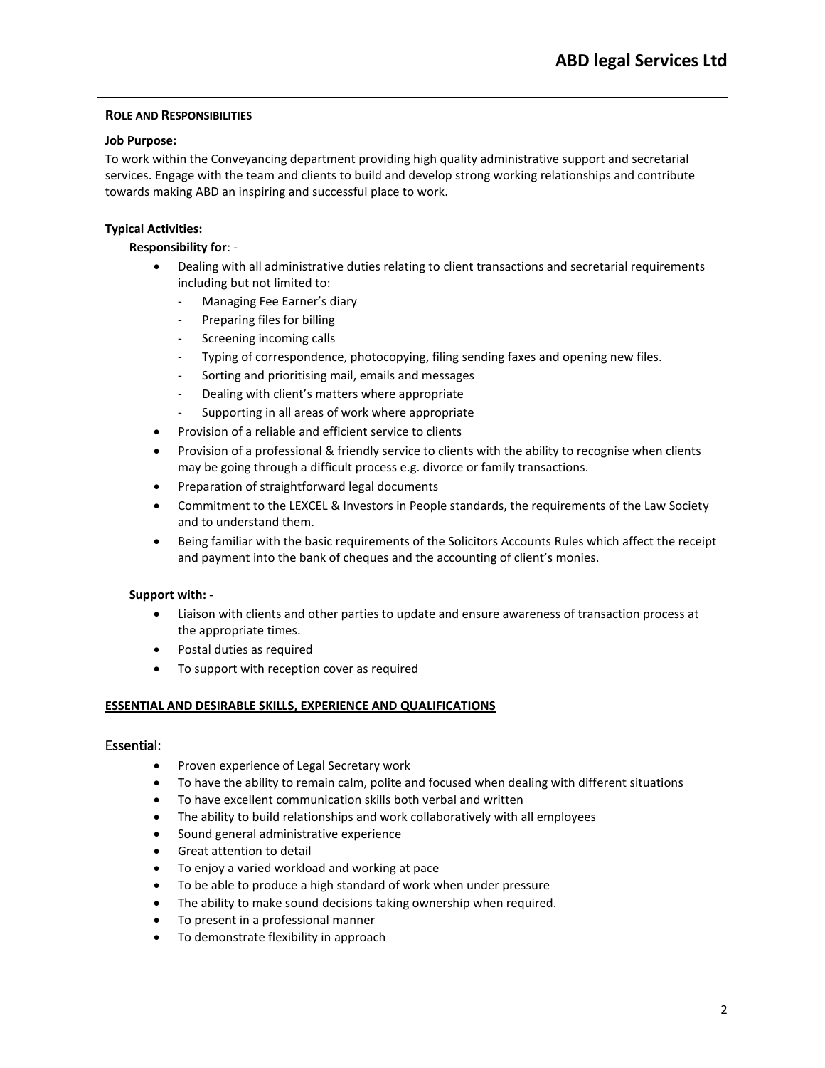## ROLE AND RESPONSIBILITIES

**Job Purpose:**

To work within the Conveyancing department providing high quality administrative support and secretarial services. Engage with the team and clients to build and develop strong working relationships and contribute towards making ABD an inspiring and successful place to work.

**Typical Activities:**

**Responsibility for**: -

- Dealing with all administrative duties relating to client transactions and secretarial requirements including but not limited to:
  - Managing Fee Earner's diary
  - Preparing files for billing
  - Screening incoming calls
  - Typing of correspondence, photocopying, filing sending faxes and opening new files.
  - Sorting and prioritising mail, emails and messages
  - Dealing with client's matters where appropriate
  - Supporting in all areas of work where appropriate
- Provision of a reliable and efficient service to clients
- Provision of a professional & friendly service to clients with the ability to recognise when clients may be going through a difficult process e.g. divorce or family transactions.
- Preparation of straightforward legal documents
- Commitment to the LEXCEL & Investors in People standards, the requirements of the Law Society and to understand them.
- Being familiar with the basic requirements of the Solicitors Accounts Rules which affect the receipt and payment into the bank of cheques and the accounting of client's monies.

**Support with: -**

- Liaison with clients and other parties to update and ensure awareness of transaction process at the appropriate times.
- Postal duties as required
- To support with reception cover as required

## ESSENTIAL AND DESIRABLE SKILLS, EXPERIENCE AND QUALIFICATIONS

### Essential:

- Proven experience of Legal Secretary work
- To have the ability to remain calm, polite and focused when dealing with different situations
- To have excellent communication skills both verbal and written
- The ability to build relationships and work collaboratively with all employees
- Sound general administrative experience
- Great attention to detail
- To enjoy a varied workload and working at pace
- To be able to produce a high standard of work when under pressure
- The ability to make sound decisions taking ownership when required.
- To present in a professional manner
- To demonstrate flexibility in approach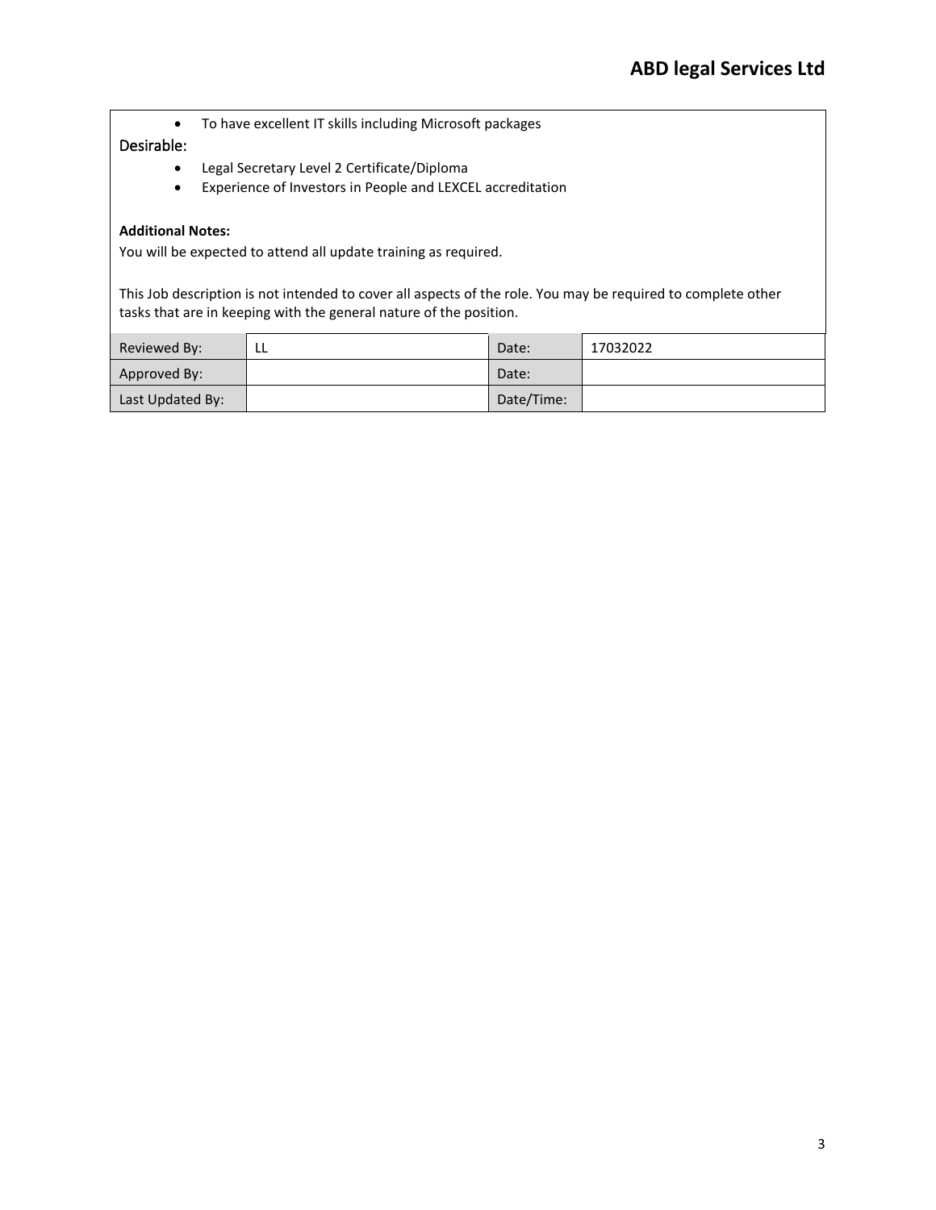- To have excellent IT skills including Microsoft packages

Desirable:

- Legal Secretary Level 2 Certificate/Diploma
- Experience of Investors in People and LEXCEL accreditation

**Additional Notes:**

You will be expected to attend all update training as required.

This Job description is not intended to cover all aspects of the role. You may be required to complete other tasks that are in keeping with the general nature of the position.

| | | | |
|---|---|---|---|
| Reviewed By: | LL | Date: | 17032022 |
| Approved By: | | Date: | |
| Last Updated By: | | Date/Time: | |